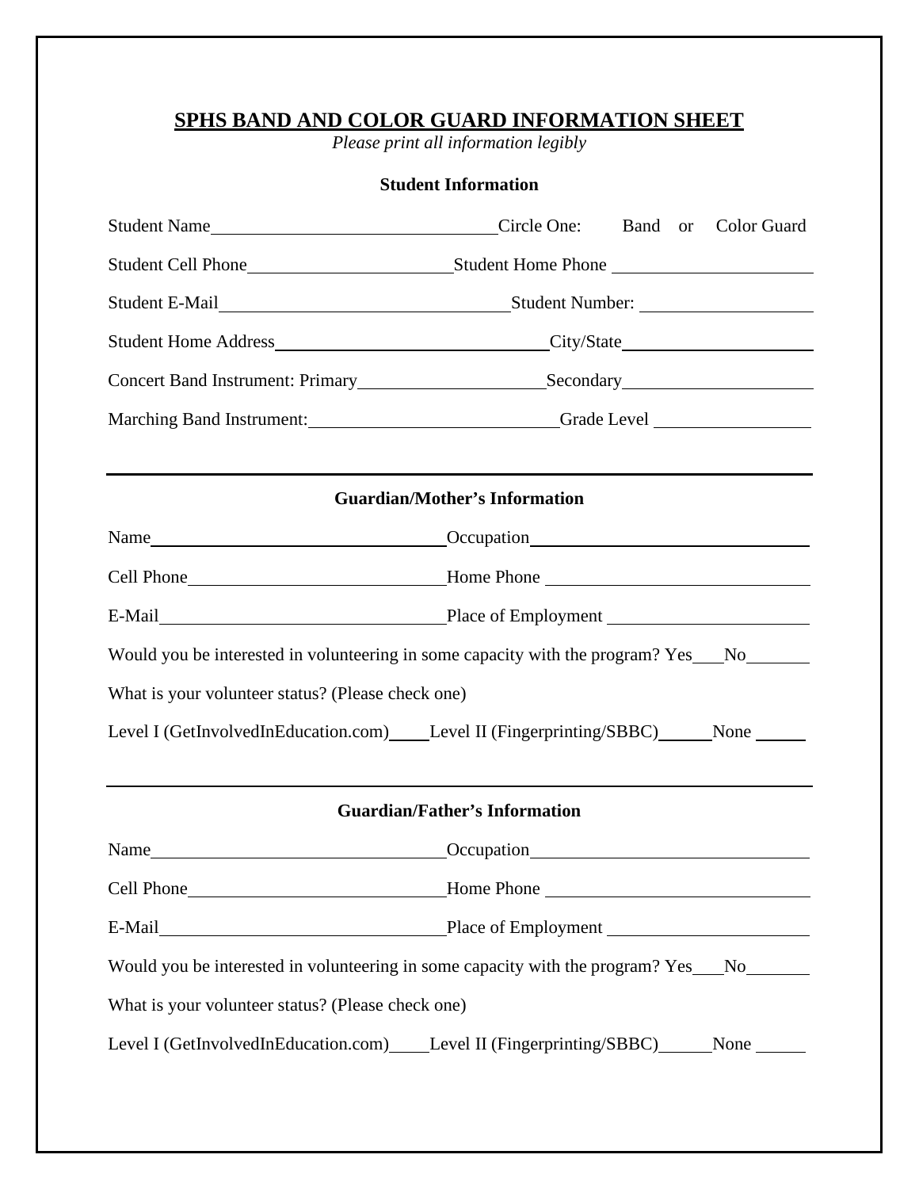# SPHS BAND AND COLOR GUARD INFORMATION SHEET

*Please print all information legibly*

**Student Information**

Student Name\_\_\_\_\_\_\_\_\_\_\_\_\_\_\_\_\_\_\_\_\_\_\_\_\_\_\_\_\_\_ Circle One: Band or Color Guard

Student Cell Phone\_\_\_\_\_\_\_\_\_\_\_\_\_\_\_\_\_\_\_\_ Student Home Phone \_\_\_\_\_\_\_\_\_\_\_\_\_\_\_\_\_\_\_\_

Student E-Mail\_\_\_\_\_\_\_\_\_\_\_\_\_\_\_\_\_\_\_\_\_\_\_\_\_\_\_\_\_\_ Student Number: \_\_\_\_\_\_\_\_\_\_\_\_\_\_\_\_\_\_

Student Home Address\_\_\_\_\_\_\_\_\_\_\_\_\_\_\_\_\_\_\_\_\_\_\_\_\_\_\_ City/State\_\_\_\_\_\_\_\_\_\_\_\_\_\_\_\_\_\_\_\_

Concert Band Instrument: Primary\_\_\_\_\_\_\_\_\_\_\_\_\_\_\_\_\_\_ Secondary\_\_\_\_\_\_\_\_\_\_\_\_\_\_\_\_\_\_\_\_

Marching Band Instrument:\_\_\_\_\_\_\_\_\_\_\_\_\_\_\_\_\_\_\_\_\_\_\_\_\_ Grade Level \_\_\_\_\_\_\_\_\_\_\_\_\_\_\_\_

---

**Guardian/Mother's Information**

Name\_\_\_\_\_\_\_\_\_\_\_\_\_\_\_\_\_\_\_\_\_\_\_\_\_\_\_\_\_\_ Occupation\_\_\_\_\_\_\_\_\_\_\_\_\_\_\_\_\_\_\_\_\_\_\_\_\_\_\_\_\_\_

Cell Phone\_\_\_\_\_\_\_\_\_\_\_\_\_\_\_\_\_\_\_\_\_\_\_\_\_\_ Home Phone \_\_\_\_\_\_\_\_\_\_\_\_\_\_\_\_\_\_\_\_\_\_\_\_\_\_\_

E-Mail\_\_\_\_\_\_\_\_\_\_\_\_\_\_\_\_\_\_\_\_\_\_\_\_\_\_\_\_\_ Place of Employment \_\_\_\_\_\_\_\_\_\_\_\_\_\_\_\_\_\_\_\_\_

Would you be interested in volunteering in some capacity with the program? Yes\_\_\_ No\_\_\_\_\_\_\_

What is your volunteer status? (Please check one)

Level I (GetInvolvedInEducation.com)\_\_\_\_ Level II (Fingerprinting/SBBC)\_\_\_\_\_\_ None \_\_\_\_\_\_

---

**Guardian/Father's Information**

Name\_\_\_\_\_\_\_\_\_\_\_\_\_\_\_\_\_\_\_\_\_\_\_\_\_\_\_\_\_\_ Occupation\_\_\_\_\_\_\_\_\_\_\_\_\_\_\_\_\_\_\_\_\_\_\_\_\_\_\_\_\_\_

Cell Phone\_\_\_\_\_\_\_\_\_\_\_\_\_\_\_\_\_\_\_\_\_\_\_\_\_\_ Home Phone \_\_\_\_\_\_\_\_\_\_\_\_\_\_\_\_\_\_\_\_\_\_\_\_\_\_\_

E-Mail\_\_\_\_\_\_\_\_\_\_\_\_\_\_\_\_\_\_\_\_\_\_\_\_\_\_\_\_\_ Place of Employment \_\_\_\_\_\_\_\_\_\_\_\_\_\_\_\_\_\_\_\_\_

Would you be interested in volunteering in some capacity with the program? Yes\_\_\_ No\_\_\_\_\_\_\_

What is your volunteer status? (Please check one)

Level I (GetInvolvedInEducation.com)\_\_\_\_ Level II (Fingerprinting/SBBC)\_\_\_\_\_\_ None \_\_\_\_\_\_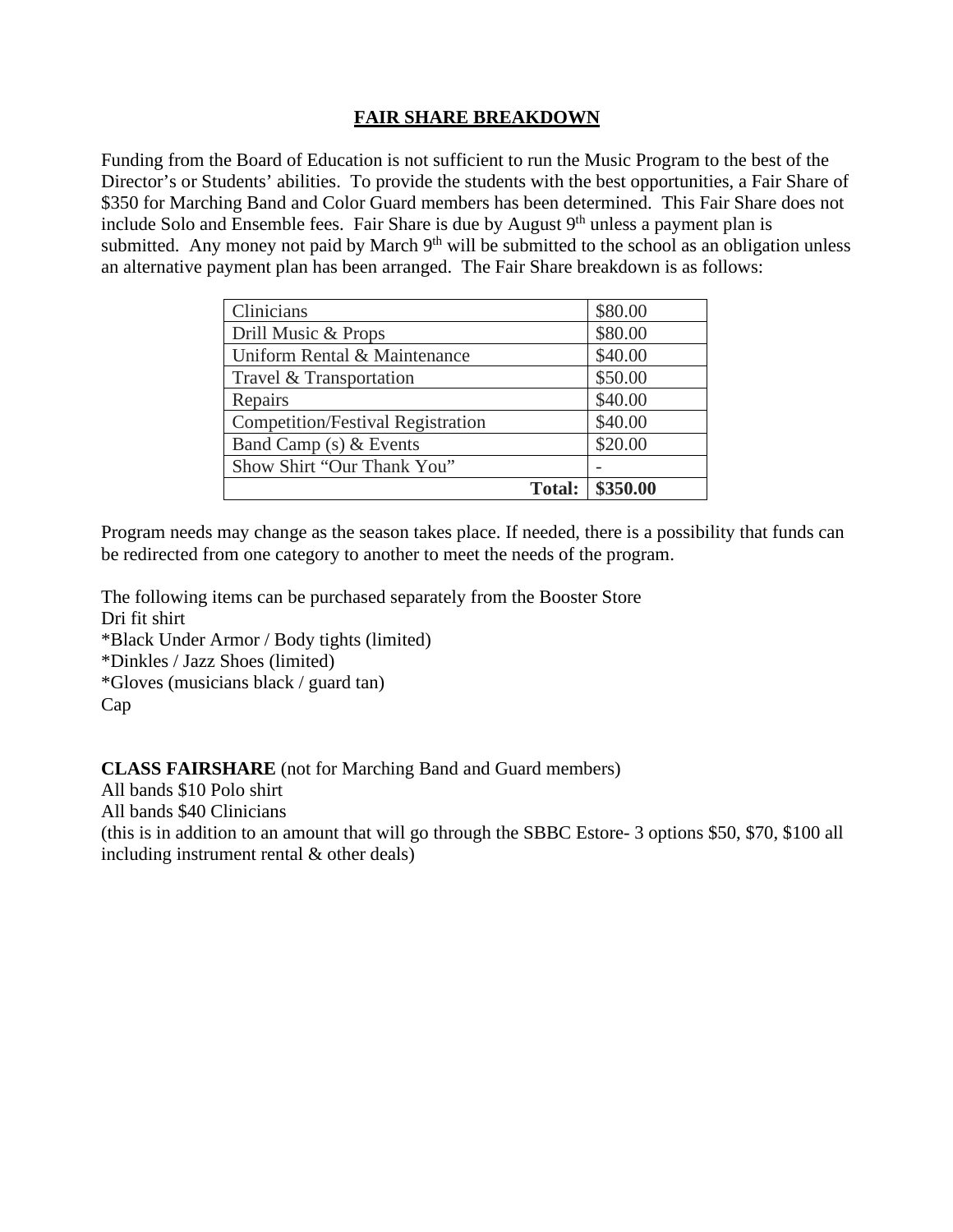## FAIR SHARE BREAKDOWN

Funding from the Board of Education is not sufficient to run the Music Program to the best of the Director's or Students' abilities. To provide the students with the best opportunities, a Fair Share of $350 for Marching Band and Color Guard members has been determined. This Fair Share does not include Solo and Ensemble fees. Fair Share is due by August 9th unless a payment plan is submitted. Any money not paid by March 9th will be submitted to the school as an obligation unless an alternative payment plan has been arranged. The Fair Share breakdown is as follows:

| Item | Amount |
|---|---|
| Clinicians | $80.00 |
| Drill Music & Props | $80.00 |
| Uniform Rental & Maintenance | $40.00 |
| Travel & Transportation | $50.00 |
| Repairs | $40.00 |
| Competition/Festival Registration | $40.00 |
| Band Camp (s) & Events | $20.00 |
| Show Shirt "Our Thank You" | - |
| **Total:** | **$350.00** |

Program needs may change as the season takes place. If needed, there is a possibility that funds can be redirected from one category to another to meet the needs of the program.

The following items can be purchased separately from the Booster Store
Dri fit shirt
*Black Under Armor / Body tights (limited)
*Dinkles / Jazz Shoes (limited)
*Gloves (musicians black / guard tan)
Cap

**CLASS FAIRSHARE** (not for Marching Band and Guard members)
All bands $10 Polo shirt
All bands $40 Clinicians
(this is in addition to an amount that will go through the SBBC Estore- 3 options $50, $70, $100 all including instrument rental & other deals)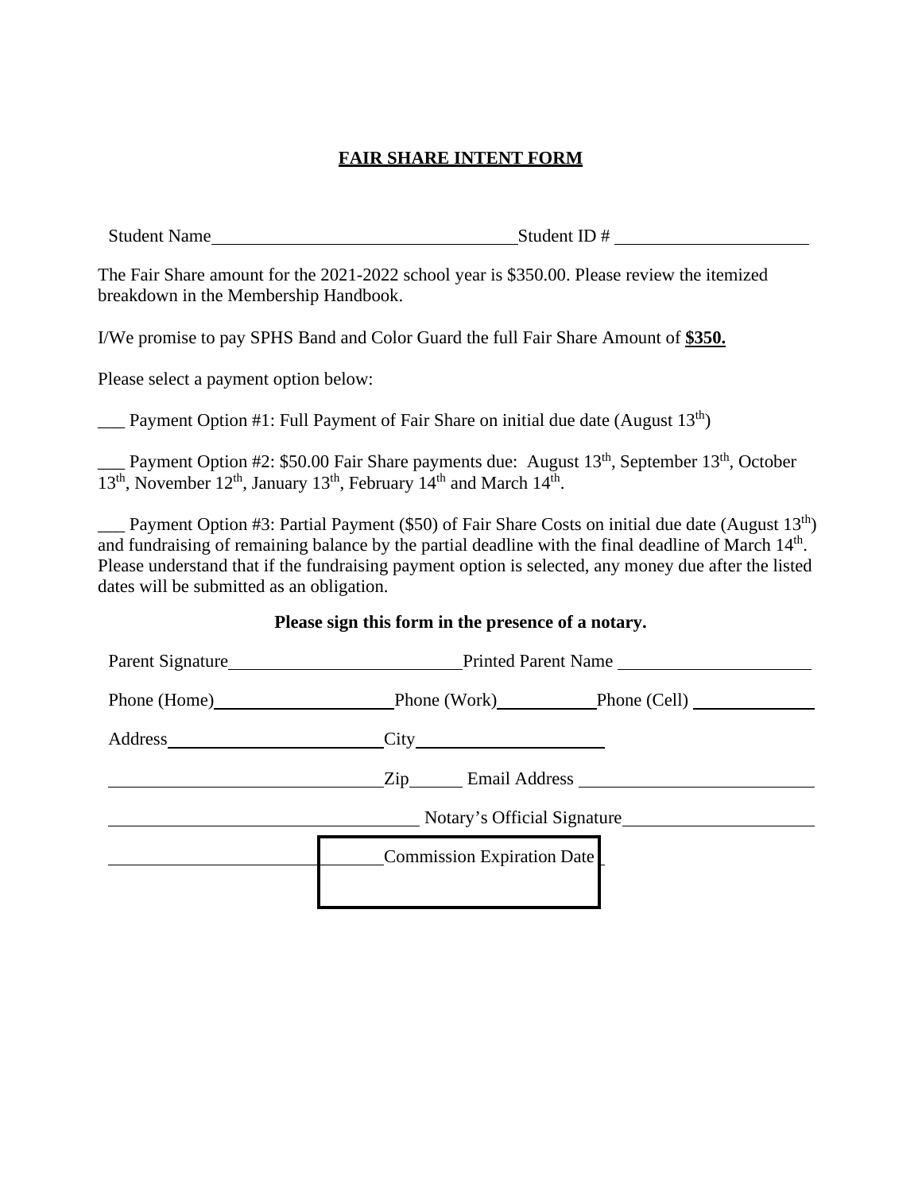# FAIR SHARE INTENT FORM

Student Name\_\_\_\_\_\_\_\_\_\_\_\_\_\_\_\_\_\_\_\_\_\_\_\_\_\_\_\_\_\_\_\_\_\_ Student ID # \_\_\_\_\_\_\_\_\_\_\_\_\_\_\_\_\_\_\_\_\_\_

The Fair Share amount for the 2021-2022 school year is $350.00. Please review the itemized breakdown in the Membership Handbook.

I/We promise to pay SPHS Band and Color Guard the full Fair Share Amount of **$350.**

Please select a payment option below:

\_\_\_ Payment Option #1: Full Payment of Fair Share on initial due date (August 13th)

\_\_\_ Payment Option #2: $50.00 Fair Share payments due: August 13th, September 13th, October 13th, November 12th, January 13th, February 14th and March 14th.

\_\_\_ Payment Option #3: Partial Payment ($50) of Fair Share Costs on initial due date (August 13th) and fundraising of remaining balance by the partial deadline with the final deadline of March 14th. Please understand that if the fundraising payment option is selected, any money due after the listed dates will be submitted as an obligation.

**Please sign this form in the presence of a notary.**

Parent Signature\_\_\_\_\_\_\_\_\_\_\_\_\_\_\_\_\_\_\_\_\_\_\_\_\_\_ Printed Parent Name \_\_\_\_\_\_\_\_\_\_\_\_\_\_\_\_\_\_\_\_\_\_

Phone (Home)\_\_\_\_\_\_\_\_\_\_\_\_\_\_\_\_\_\_\_\_ Phone (Work)\_\_\_\_\_\_\_\_\_\_\_ Phone (Cell) \_\_\_\_\_\_\_\_\_\_\_\_\_\_

Address\_\_\_\_\_\_\_\_\_\_\_\_\_\_\_\_\_\_\_\_\_\_\_\_\_ City\_\_\_\_\_\_\_\_\_\_\_\_\_\_\_\_\_\_\_\_\_

\_\_\_\_\_\_\_\_\_\_\_\_\_\_\_\_\_\_\_\_\_\_\_\_\_\_\_\_\_\_\_ Zip\_\_\_\_\_\_ Email Address \_\_\_\_\_\_\_\_\_\_\_\_\_\_\_\_\_\_\_\_\_\_\_\_\_\_

\_\_\_\_\_\_\_\_\_\_\_\_\_\_\_\_\_\_\_\_\_\_\_\_\_\_\_\_\_\_\_\_\_\_\_ Notary's Official Signature\_\_\_\_\_\_\_\_\_\_\_\_\_\_\_\_\_\_\_\_\_\_

\_\_\_\_\_\_\_\_\_\_\_\_\_\_\_\_\_\_\_\_\_\_\_\_\_\_\_\_\_\_\_ Commission Expiration Date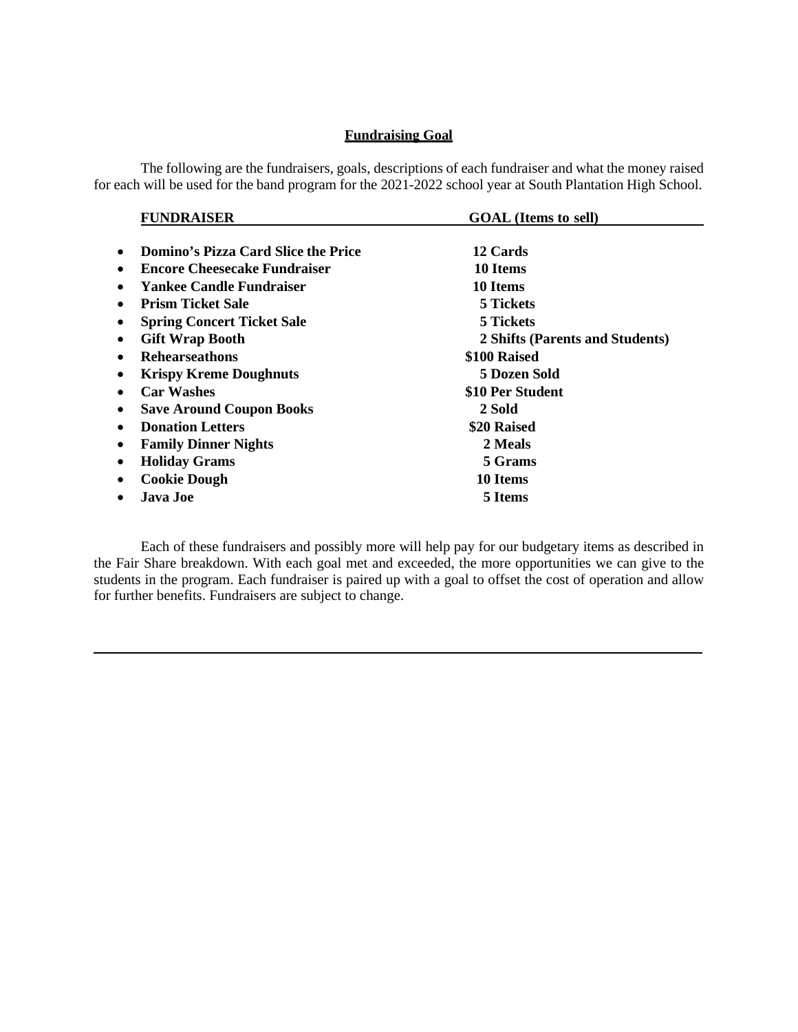## Fundraising Goal

The following are the fundraisers, goals, descriptions of each fundraiser and what the money raised for each will be used for the band program for the 2021-2022 school year at South Plantation High School.

| FUNDRAISER | GOAL (Items to sell) |
|---|---|
| Domino's Pizza Card Slice the Price | 12 Cards |
| Encore Cheesecake Fundraiser | 10 Items |
| Yankee Candle Fundraiser | 10 Items |
| Prism Ticket Sale | 5 Tickets |
| Spring Concert Ticket Sale | 5 Tickets |
| Gift Wrap Booth | 2 Shifts (Parents and Students) |
| Rehearseathons | $100 Raised |
| Krispy Kreme Doughnuts | 5 Dozen Sold |
| Car Washes | $10 Per Student |
| Save Around Coupon Books | 2 Sold |
| Donation Letters | $20 Raised |
| Family Dinner Nights | 2 Meals |
| Holiday Grams | 5 Grams |
| Cookie Dough | 10 Items |
| Java Joe | 5 Items |

Each of these fundraisers and possibly more will help pay for our budgetary items as described in the Fair Share breakdown. With each goal met and exceeded, the more opportunities we can give to the students in the program. Each fundraiser is paired up with a goal to offset the cost of operation and allow for further benefits. Fundraisers are subject to change.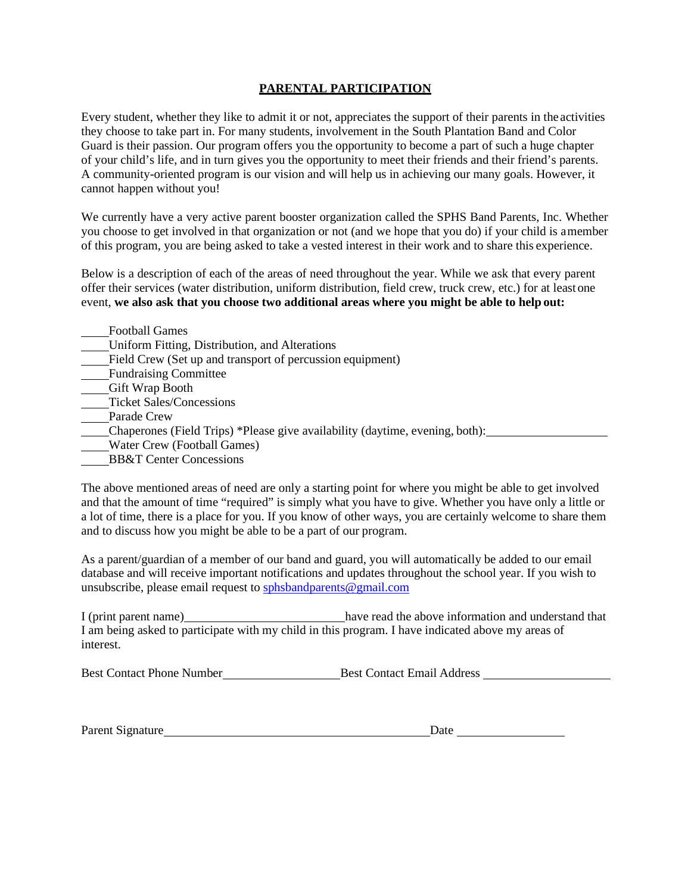## **PARENTAL PARTICIPATION**

Every student, whether they like to admit it or not, appreciates the support of their parents in the activities they choose to take part in. For many students, involvement in the South Plantation Band and Color Guard is their passion. Our program offers you the opportunity to become a part of such a huge chapter of your child's life, and in turn gives you the opportunity to meet their friends and their friend's parents. A community-oriented program is our vision and will help us in achieving our many goals. However, it cannot happen without you!

We currently have a very active parent booster organization called the SPHS Band Parents, Inc. Whether you choose to get involved in that organization or not (and we hope that you do) if your child is a member of this program, you are being asked to take a vested interest in their work and to share this experience.

Below is a description of each of the areas of need throughout the year. While we ask that every parent offer their services (water distribution, uniform distribution, field crew, truck crew, etc.) for at least one event, **we also ask that you choose two additional areas where you might be able to help out:**

\_\_\_\_ Football Games
\_\_\_\_ Uniform Fitting, Distribution, and Alterations
\_\_\_\_ Field Crew (Set up and transport of percussion equipment)
\_\_\_\_ Fundraising Committee
\_\_\_\_ Gift Wrap Booth
\_\_\_\_ Ticket Sales/Concessions
\_\_\_\_ Parade Crew
\_\_\_\_ Chaperones (Field Trips) *Please give availability (daytime, evening, both): \_\_\_\_\_\_\_\_\_\_\_\_\_\_\_\_
\_\_\_\_ Water Crew (Football Games)
\_\_\_\_ BB&T Center Concessions

The above mentioned areas of need are only a starting point for where you might be able to get involved and that the amount of time "required" is simply what you have to give. Whether you have only a little or a lot of time, there is a place for you. If you know of other ways, you are certainly welcome to share them and to discuss how you might be able to be a part of our program.

As a parent/guardian of a member of our band and guard, you will automatically be added to our email database and will receive important notifications and updates throughout the school year. If you wish to unsubscribe, please email request to sphsbandparents@gmail.com

I (print parent name) \_\_\_\_\_\_\_\_\_\_\_\_\_\_\_\_\_\_\_\_\_\_\_\_ have read the above information and understand that I am being asked to participate with my child in this program. I have indicated above my areas of interest.

Best Contact Phone Number \_\_\_\_\_\_\_\_\_\_\_\_\_\_\_\_\_\_ Best Contact Email Address \_\_\_\_\_\_\_\_\_\_\_\_\_\_\_\_\_\_\_\_

Parent Signature \_\_\_\_\_\_\_\_\_\_\_\_\_\_\_\_\_\_\_\_\_\_\_\_\_\_\_\_\_\_\_\_\_\_\_\_\_\_\_\_ Date \_\_\_\_\_\_\_\_\_\_\_\_\_\_\_\_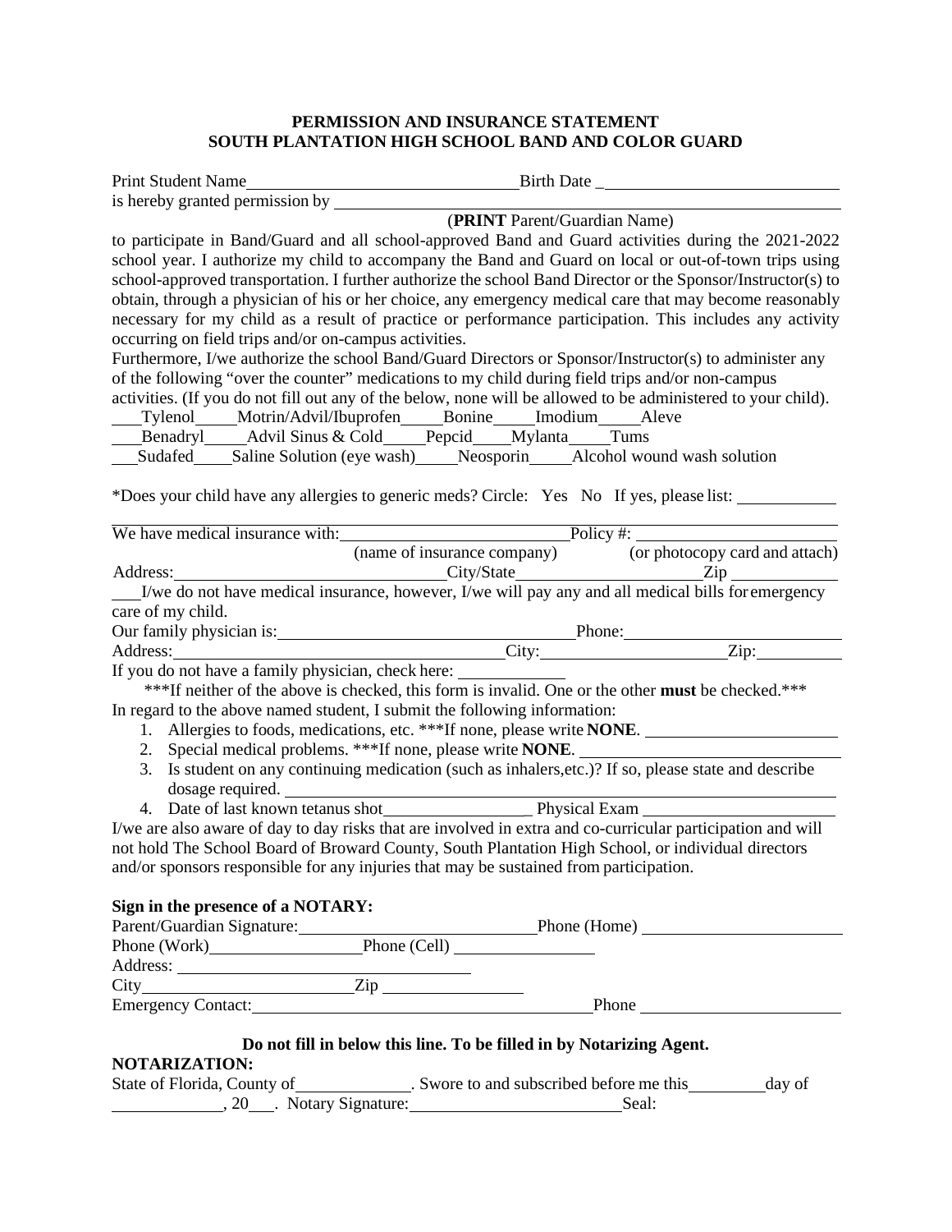**PERMISSION AND INSURANCE STATEMENT**
**SOUTH PLANTATION HIGH SCHOOL BAND AND COLOR GUARD**

Print Student Name________________________________ Birth Date _____________________________

is hereby granted permission by ______________________________________________________________

(**PRINT** Parent/Guardian Name)

to participate in Band/Guard and all school-approved Band and Guard activities during the 2021-2022 school year. I authorize my child to accompany the Band and Guard on local or out-of-town trips using school-approved transportation. I further authorize the school Band Director or the Sponsor/Instructor(s) to obtain, through a physician of his or her choice, any emergency medical care that may become reasonably necessary for my child as a result of practice or performance participation. This includes any activity occurring on field trips and/or on-campus activities.

Furthermore, I/we authorize the school Band/Guard Directors or Sponsor/Instructor(s) to administer any of the following "over the counter" medications to my child during field trips and/or non-campus activities. (If you do not fill out any of the below, none will be allowed to be administered to your child).

___Tylenol ___Motrin/Advil/Ibuprofen ___Bonine ___Imodium ___Aleve

___Benadryl ___Advil Sinus & Cold ___Pepcid ___Mylanta ___Tums

___Sudafed ___Saline Solution (eye wash) ___Neosporin ___Alcohol wound wash solution

*Does your child have any allergies to generic meds? Circle: Yes No If yes, please list: ____________

_____________________________________________________________________________________

We have medical insurance with: ___________________________ Policy #: ________________________

(name of insurance company) (or photocopy card and attach)

Address: _______________________________ City/State ____________________ Zip ____________

___I/we do not have medical insurance, however, I/we will pay any and all medical bills for emergency care of my child.

Our family physician is: __________________________________ Phone: ___________________________

Address: ______________________________________ City: ______________________ Zip: __________

If you do not have a family physician, check here: ____________

***If neither of the above is checked, this form is invalid. One or the other **must** be checked.***

In regard to the above named student, I submit the following information:

1. Allergies to foods, medications, etc. ***If none, please write **NONE**. ______________________
2. Special medical problems. ***If none, please write **NONE**. ______________________________
3. Is student on any continuing medication (such as inhalers,etc.)? If so, please state and describe dosage required. ____________________________________________________________________
4. Date of last known tetanus shot_________________ Physical Exam _______________________

I/we are also aware of day to day risks that are involved in extra and co-curricular participation and will not hold The School Board of Broward County, South Plantation High School, or individual directors and/or sponsors responsible for any injuries that may be sustained from participation.

**Sign in the presence of a NOTARY:**

Parent/Guardian Signature: ____________________________ Phone (Home) ________________________

Phone (Work) __________________ Phone (Cell) ________________

Address: __________________________________

City _________________________ Zip ________________

Emergency Contact: ________________________________________ Phone ________________________

**Do not fill in below this line. To be filled in by Notarizing Agent.**

**NOTARIZATION:**

State of Florida, County of _____________. Swore to and subscribed before me this _________ day of _____________, 20___. Notary Signature: ________________________ Seal: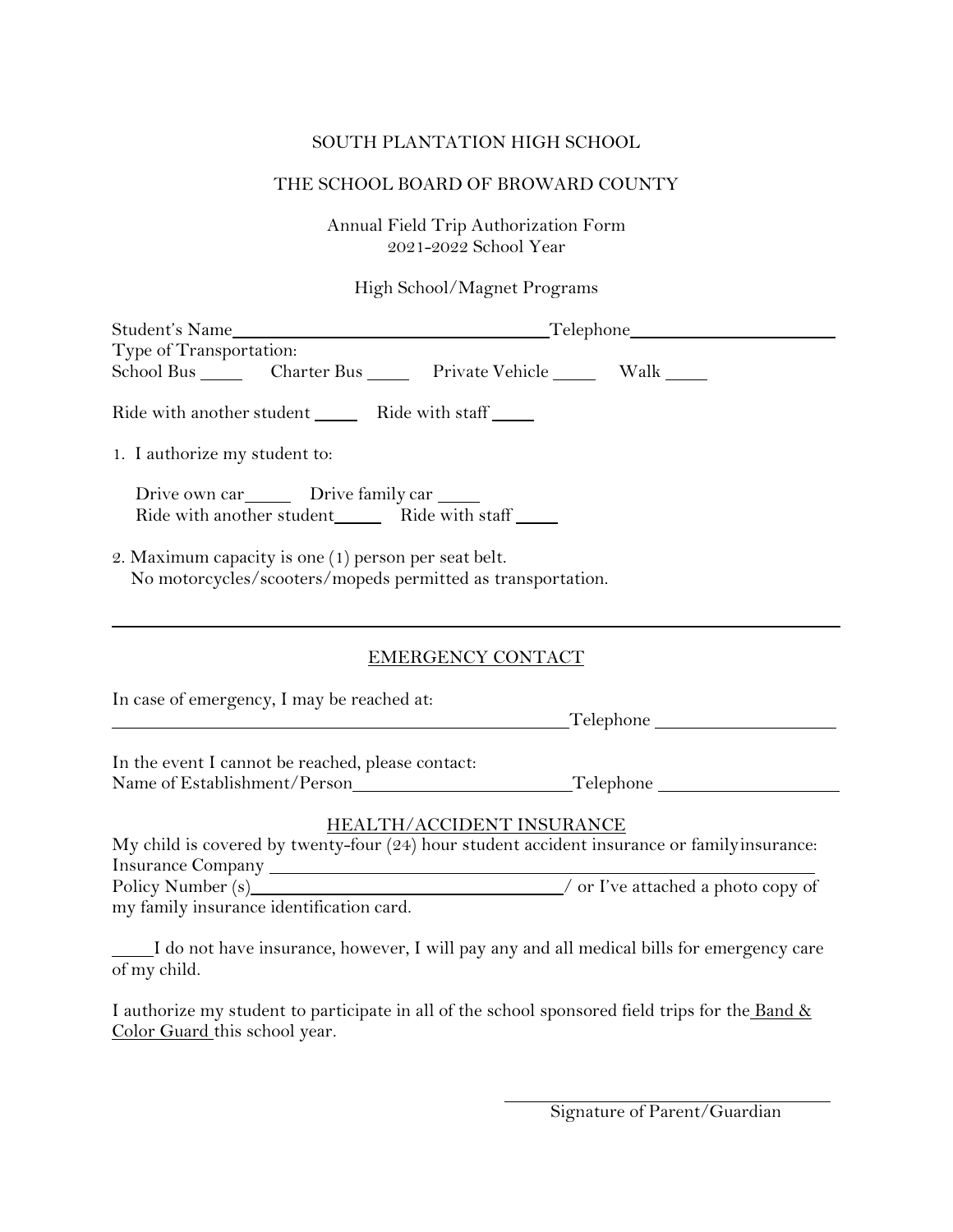SOUTH PLANTATION HIGH SCHOOL

THE SCHOOL BOARD OF BROWARD COUNTY

Annual Field Trip Authorization Form
2021-2022 School Year

High School/Magnet Programs

Student's Name\_\_\_\_\_\_\_\_\_\_\_\_\_\_\_\_\_\_\_\_\_\_\_\_\_\_\_\_\_\_\_\_\_\_Telephone\_\_\_\_\_\_\_\_\_\_\_\_\_\_\_\_\_\_\_\_\_\_

Type of Transportation:

School Bus \_\_\_\_\_ Charter Bus \_\_\_\_\_ Private Vehicle \_\_\_\_\_ Walk \_\_\_\_\_

Ride with another student \_\_\_\_\_ Ride with staff \_\_\_\_\_

1. I authorize my student to:

   Drive own car\_\_\_\_\_ Drive family car \_\_\_\_\_
   Ride with another student\_\_\_\_\_ Ride with staff \_\_\_\_\_

2. Maximum capacity is one (1) person per seat belt.
   No motorcycles/scooters/mopeds permitted as transportation.

---

## EMERGENCY CONTACT

In case of emergency, I may be reached at:

\_\_\_\_\_\_\_\_\_\_\_\_\_\_\_\_\_\_\_\_\_\_\_\_\_\_\_\_\_\_\_\_\_\_\_\_\_\_\_\_\_\_\_\_\_\_\_\_Telephone \_\_\_\_\_\_\_\_\_\_\_\_\_\_\_\_\_\_\_\_

In the event I cannot be reached, please contact:
Name of Establishment/Person\_\_\_\_\_\_\_\_\_\_\_\_\_\_\_\_\_\_\_\_\_\_\_\_Telephone \_\_\_\_\_\_\_\_\_\_\_\_\_\_\_\_\_\_\_\_

## HEALTH/ACCIDENT INSURANCE

My child is covered by twenty-four (24) hour student accident insurance or family insurance:
Insurance Company \_\_\_\_\_\_\_\_\_\_\_\_\_\_\_\_\_\_\_\_\_\_\_\_\_\_\_\_\_\_\_\_\_\_\_\_\_\_\_\_\_\_\_\_\_\_\_\_\_\_\_\_\_\_\_\_\_\_\_\_
Policy Number (s)\_\_\_\_\_\_\_\_\_\_\_\_\_\_\_\_\_\_\_\_\_\_\_\_\_\_\_\_\_\_\_\_\_\_/ or I've attached a photo copy of my family insurance identification card.

\_\_\_\_I do not have insurance, however, I will pay any and all medical bills for emergency care of my child.

I authorize my student to participate in all of the school sponsored field trips for the Band & Color Guard this school year.

\_\_\_\_\_\_\_\_\_\_\_\_\_\_\_\_\_\_\_\_\_\_\_\_\_\_\_\_\_\_\_\_\_\_\_\_
Signature of Parent/Guardian